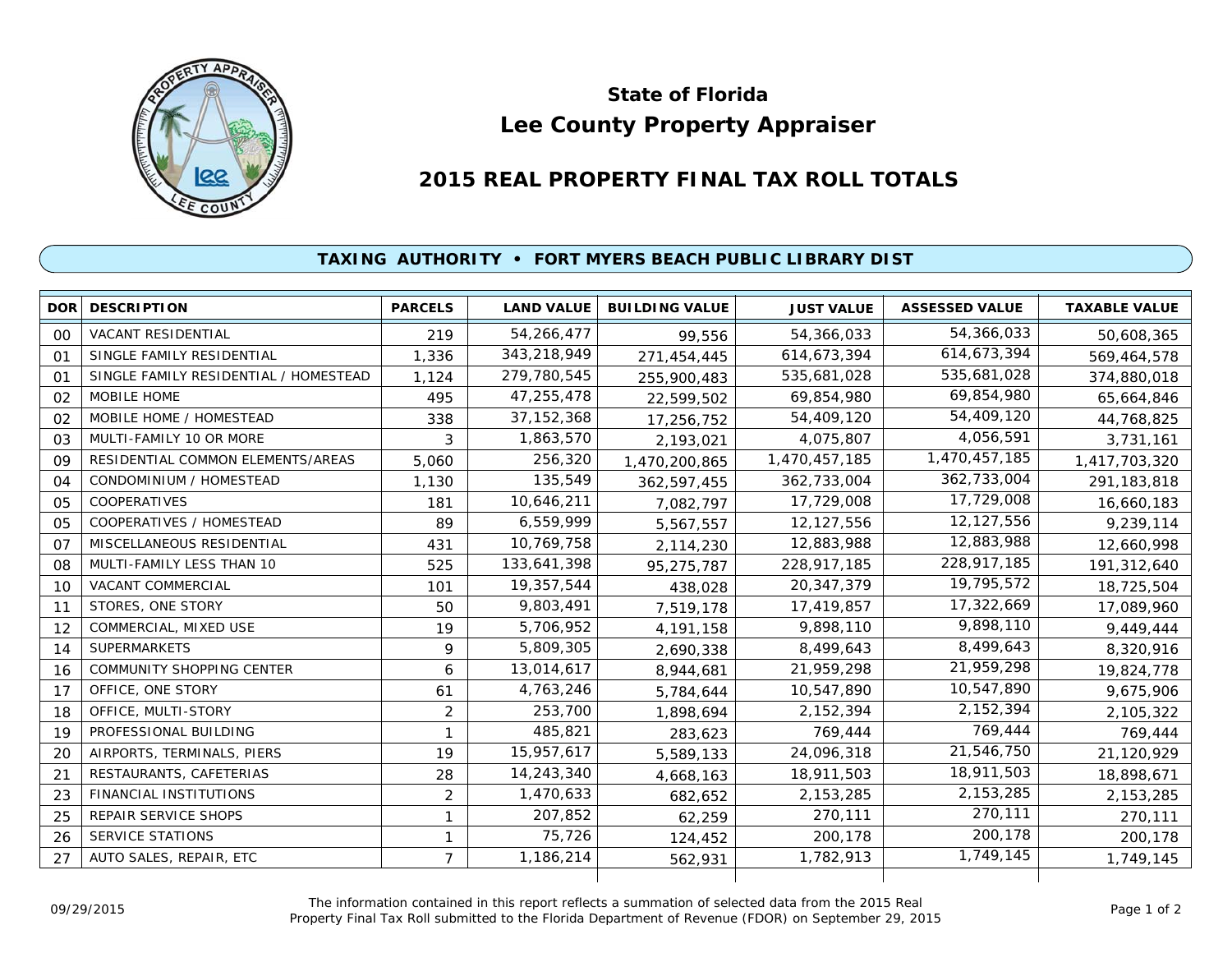# State of Florida
# Lee County Property Appraiser

## 2015 REAL PROPERTY FINAL TAX ROLL TOTALS

### TAXING AUTHORITY • FORT MYERS BEACH PUBLIC LIBRARY DIST

| DOR | DESCRIPTION | PARCELS | LAND VALUE | BUILDING VALUE | JUST VALUE | ASSESSED VALUE | TAXABLE VALUE |
|---|---|---|---|---|---|---|---|
| 00 | VACANT RESIDENTIAL | 219 | 54,266,477 | 99,556 | 54,366,033 | 54,366,033 | 50,608,365 |
| 01 | SINGLE FAMILY RESIDENTIAL | 1,336 | 343,218,949 | 271,454,445 | 614,673,394 | 614,673,394 | 569,464,578 |
| 01 | SINGLE FAMILY RESIDENTIAL / HOMESTEAD | 1,124 | 279,780,545 | 255,900,483 | 535,681,028 | 535,681,028 | 374,880,018 |
| 02 | MOBILE HOME | 495 | 47,255,478 | 22,599,502 | 69,854,980 | 69,854,980 | 65,664,846 |
| 02 | MOBILE HOME / HOMESTEAD | 338 | 37,152,368 | 17,256,752 | 54,409,120 | 54,409,120 | 44,768,825 |
| 03 | MULTI-FAMILY 10 OR MORE | 3 | 1,863,570 | 2,193,021 | 4,075,807 | 4,056,591 | 3,731,161 |
| 09 | RESIDENTIAL COMMON ELEMENTS/AREAS | 5,060 | 256,320 | 1,470,200,865 | 1,470,457,185 | 1,470,457,185 | 1,417,703,320 |
| 04 | CONDOMINIUM / HOMESTEAD | 1,130 | 135,549 | 362,597,455 | 362,733,004 | 362,733,004 | 291,183,818 |
| 05 | COOPERATIVES | 181 | 10,646,211 | 7,082,797 | 17,729,008 | 17,729,008 | 16,660,183 |
| 05 | COOPERATIVES / HOMESTEAD | 89 | 6,559,999 | 5,567,557 | 12,127,556 | 12,127,556 | 9,239,114 |
| 07 | MISCELLANEOUS RESIDENTIAL | 431 | 10,769,758 | 2,114,230 | 12,883,988 | 12,883,988 | 12,660,998 |
| 08 | MULTI-FAMILY LESS THAN 10 | 525 | 133,641,398 | 95,275,787 | 228,917,185 | 228,917,185 | 191,312,640 |
| 10 | VACANT COMMERCIAL | 101 | 19,357,544 | 438,028 | 20,347,379 | 19,795,572 | 18,725,504 |
| 11 | STORES, ONE STORY | 50 | 9,803,491 | 7,519,178 | 17,419,857 | 17,322,669 | 17,089,960 |
| 12 | COMMERCIAL, MIXED USE | 19 | 5,706,952 | 4,191,158 | 9,898,110 | 9,898,110 | 9,449,444 |
| 14 | SUPERMARKETS | 9 | 5,809,305 | 2,690,338 | 8,499,643 | 8,499,643 | 8,320,916 |
| 16 | COMMUNITY SHOPPING CENTER | 6 | 13,014,617 | 8,944,681 | 21,959,298 | 21,959,298 | 19,824,778 |
| 17 | OFFICE, ONE STORY | 61 | 4,763,246 | 5,784,644 | 10,547,890 | 10,547,890 | 9,675,906 |
| 18 | OFFICE, MULTI-STORY | 2 | 253,700 | 1,898,694 | 2,152,394 | 2,152,394 | 2,105,322 |
| 19 | PROFESSIONAL BUILDING | 1 | 485,821 | 283,623 | 769,444 | 769,444 | 769,444 |
| 20 | AIRPORTS, TERMINALS, PIERS | 19 | 15,957,617 | 5,589,133 | 24,096,318 | 21,546,750 | 21,120,929 |
| 21 | RESTAURANTS, CAFETERIAS | 28 | 14,243,340 | 4,668,163 | 18,911,503 | 18,911,503 | 18,898,671 |
| 23 | FINANCIAL INSTITUTIONS | 2 | 1,470,633 | 682,652 | 2,153,285 | 2,153,285 | 2,153,285 |
| 25 | REPAIR SERVICE SHOPS | 1 | 207,852 | 62,259 | 270,111 | 270,111 | 270,111 |
| 26 | SERVICE STATIONS | 1 | 75,726 | 124,452 | 200,178 | 200,178 | 200,178 |
| 27 | AUTO SALES, REPAIR, ETC | 7 | 1,186,214 | 562,931 | 1,782,913 | 1,749,145 | 1,749,145 |

09/29/2015

The information contained in this report reflects a summation of selected data from the 2015 Real Property Final Tax Roll submitted to the Florida Department of Revenue (FDOR) on September 29, 2015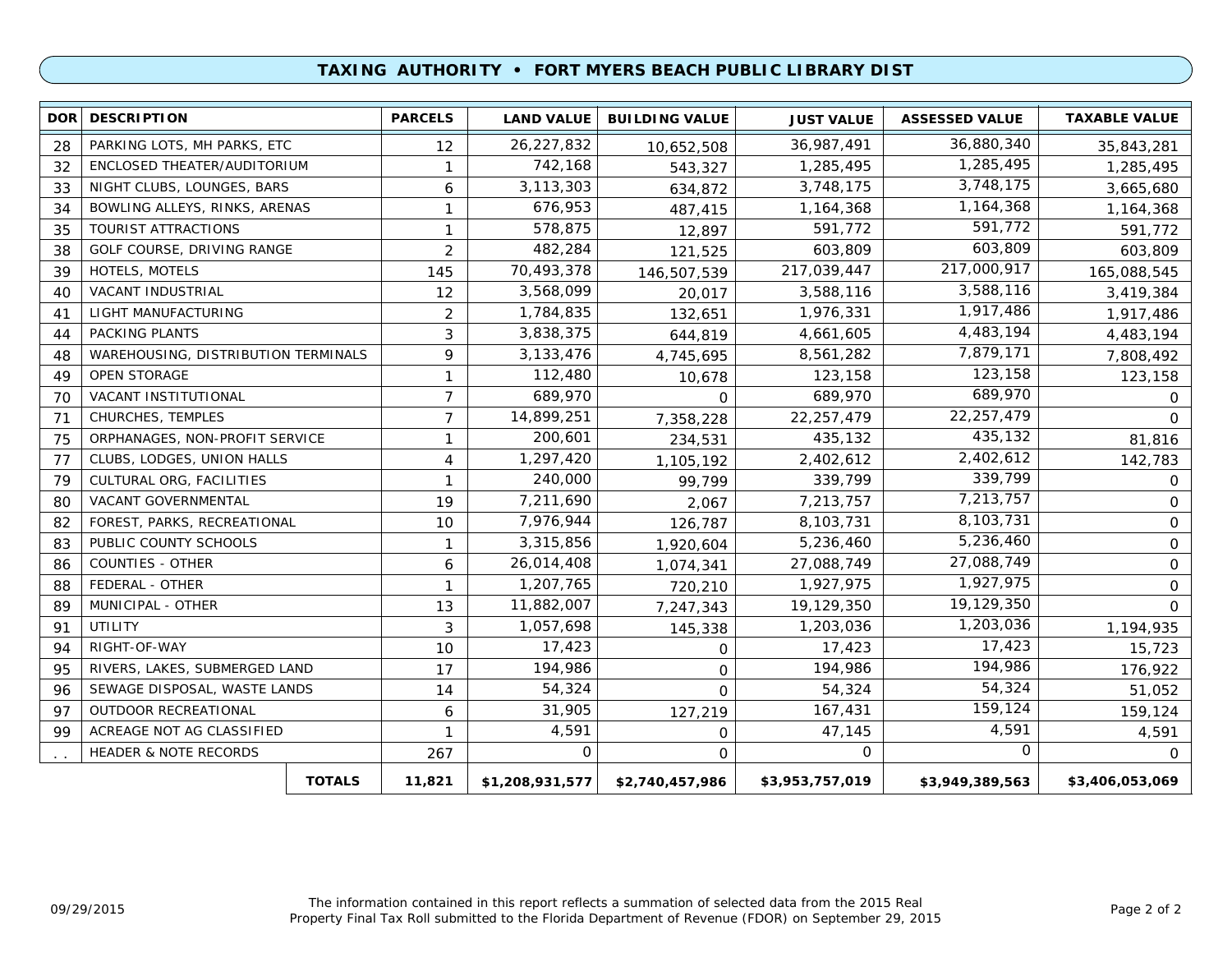## TAXING AUTHORITY • FORT MYERS BEACH PUBLIC LIBRARY DIST

| DOR | DESCRIPTION | PARCELS | LAND VALUE | BUILDING VALUE | JUST VALUE | ASSESSED VALUE | TAXABLE VALUE |
|---|---|---|---|---|---|---|---|
| 28 | PARKING LOTS, MH PARKS, ETC | 12 | 26,227,832 | 10,652,508 | 36,987,491 | 36,880,340 | 35,843,281 |
| 32 | ENCLOSED THEATER/AUDITORIUM | 1 | 742,168 | 543,327 | 1,285,495 | 1,285,495 | 1,285,495 |
| 33 | NIGHT CLUBS, LOUNGES, BARS | 6 | 3,113,303 | 634,872 | 3,748,175 | 3,748,175 | 3,665,680 |
| 34 | BOWLING ALLEYS, RINKS, ARENAS | 1 | 676,953 | 487,415 | 1,164,368 | 1,164,368 | 1,164,368 |
| 35 | TOURIST ATTRACTIONS | 1 | 578,875 | 12,897 | 591,772 | 591,772 | 591,772 |
| 38 | GOLF COURSE, DRIVING RANGE | 2 | 482,284 | 121,525 | 603,809 | 603,809 | 603,809 |
| 39 | HOTELS, MOTELS | 145 | 70,493,378 | 146,507,539 | 217,039,447 | 217,000,917 | 165,088,545 |
| 40 | VACANT INDUSTRIAL | 12 | 3,568,099 | 20,017 | 3,588,116 | 3,588,116 | 3,419,384 |
| 41 | LIGHT MANUFACTURING | 2 | 1,784,835 | 132,651 | 1,976,331 | 1,917,486 | 1,917,486 |
| 44 | PACKING PLANTS | 3 | 3,838,375 | 644,819 | 4,661,605 | 4,483,194 | 4,483,194 |
| 48 | WAREHOUSING, DISTRIBUTION TERMINALS | 9 | 3,133,476 | 4,745,695 | 8,561,282 | 7,879,171 | 7,808,492 |
| 49 | OPEN STORAGE | 1 | 112,480 | 10,678 | 123,158 | 123,158 | 123,158 |
| 70 | VACANT INSTITUTIONAL | 7 | 689,970 | 0 | 689,970 | 689,970 | 0 |
| 71 | CHURCHES, TEMPLES | 7 | 14,899,251 | 7,358,228 | 22,257,479 | 22,257,479 | 0 |
| 75 | ORPHANAGES, NON-PROFIT SERVICE | 1 | 200,601 | 234,531 | 435,132 | 435,132 | 81,816 |
| 77 | CLUBS, LODGES, UNION HALLS | 4 | 1,297,420 | 1,105,192 | 2,402,612 | 2,402,612 | 142,783 |
| 79 | CULTURAL ORG, FACILITIES | 1 | 240,000 | 99,799 | 339,799 | 339,799 | 0 |
| 80 | VACANT GOVERNMENTAL | 19 | 7,211,690 | 2,067 | 7,213,757 | 7,213,757 | 0 |
| 82 | FOREST, PARKS, RECREATIONAL | 10 | 7,976,944 | 126,787 | 8,103,731 | 8,103,731 | 0 |
| 83 | PUBLIC COUNTY SCHOOLS | 1 | 3,315,856 | 1,920,604 | 5,236,460 | 5,236,460 | 0 |
| 86 | COUNTIES - OTHER | 6 | 26,014,408 | 1,074,341 | 27,088,749 | 27,088,749 | 0 |
| 88 | FEDERAL - OTHER | 1 | 1,207,765 | 720,210 | 1,927,975 | 1,927,975 | 0 |
| 89 | MUNICIPAL - OTHER | 13 | 11,882,007 | 7,247,343 | 19,129,350 | 19,129,350 | 0 |
| 91 | UTILITY | 3 | 1,057,698 | 145,338 | 1,203,036 | 1,203,036 | 1,194,935 |
| 94 | RIGHT-OF-WAY | 10 | 17,423 | 0 | 17,423 | 17,423 | 15,723 |
| 95 | RIVERS, LAKES, SUBMERGED LAND | 17 | 194,986 | 0 | 194,986 | 194,986 | 176,922 |
| 96 | SEWAGE DISPOSAL, WASTE LANDS | 14 | 54,324 | 0 | 54,324 | 54,324 | 51,052 |
| 97 | OUTDOOR RECREATIONAL | 6 | 31,905 | 127,219 | 167,431 | 159,124 | 159,124 |
| 99 | ACREAGE NOT AG CLASSIFIED | 1 | 4,591 | 0 | 47,145 | 4,591 | 4,591 |
| . . | HEADER & NOTE RECORDS | 267 | 0 | 0 | 0 | 0 | 0 |
| | **TOTALS** | **11,821** | **$1,208,931,577** | **$2,740,457,986** | **$3,953,757,019** | **$3,949,389,563** | **$3,406,053,069** |

09/29/2015

The information contained in this report reflects a summation of selected data from the 2015 Real Property Final Tax Roll submitted to the Florida Department of Revenue (FDOR) on September 29, 2015